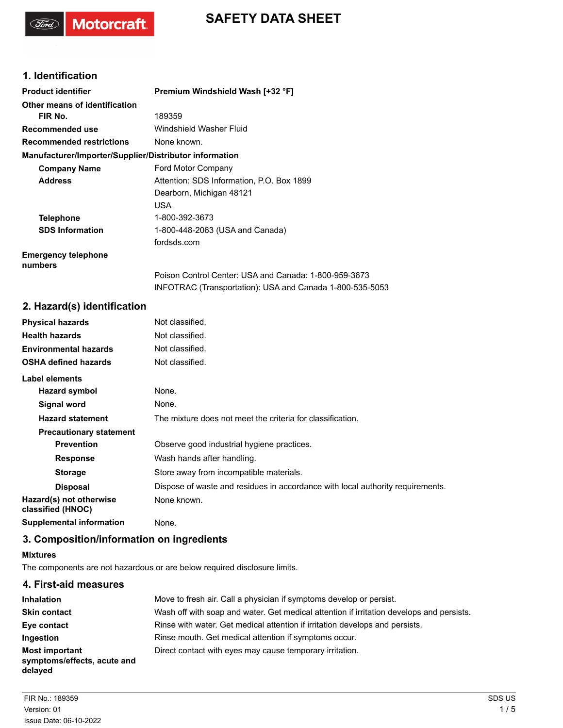# SAFETY DATA SHEET

## 1. Identification

| | |
|---|---|
| **Product identifier** | **Premium Windshield Wash [+32 °F]** |
| **Other means of identification** | |
| **FIR No.** | 189359 |
| **Recommended use** | Windshield Washer Fluid |
| **Recommended restrictions** | None known. |

**Manufacturer/Importer/Supplier/Distributor information**

| | |
|---|---|
| **Company Name** | Ford Motor Company |
| **Address** | Attention: SDS Information, P.O. Box 1899<br>Dearborn, Michigan 48121<br>USA |
| **Telephone** | 1-800-392-3673 |
| **SDS Information** | 1-800-448-2063 (USA and Canada)<br>fordsds.com |
| **Emergency telephone numbers** | Poison Control Center: USA and Canada: 1-800-959-3673<br>INFOTRAC (Transportation): USA and Canada 1-800-535-5053 |

## 2. Hazard(s) identification

| | |
|---|---|
| **Physical hazards** | Not classified. |
| **Health hazards** | Not classified. |
| **Environmental hazards** | Not classified. |
| **OSHA defined hazards** | Not classified. |

**Label elements**

| | |
|---|---|
| **Hazard symbol** | None. |
| **Signal word** | None. |
| **Hazard statement** | The mixture does not meet the criteria for classification. |
| **Precautionary statement** | |
| **Prevention** | Observe good industrial hygiene practices. |
| **Response** | Wash hands after handling. |
| **Storage** | Store away from incompatible materials. |
| **Disposal** | Dispose of waste and residues in accordance with local authority requirements. |
| **Hazard(s) not otherwise classified (HNOC)** | None known. |
| **Supplemental information** | None. |

## 3. Composition/information on ingredients

**Mixtures**

The components are not hazardous or are below required disclosure limits.

## 4. First-aid measures

| | |
|---|---|
| **Inhalation** | Move to fresh air. Call a physician if symptoms develop or persist. |
| **Skin contact** | Wash off with soap and water. Get medical attention if irritation develops and persists. |
| **Eye contact** | Rinse with water. Get medical attention if irritation develops and persists. |
| **Ingestion** | Rinse mouth. Get medical attention if symptoms occur. |
| **Most important symptoms/effects, acute and delayed** | Direct contact with eyes may cause temporary irritation. |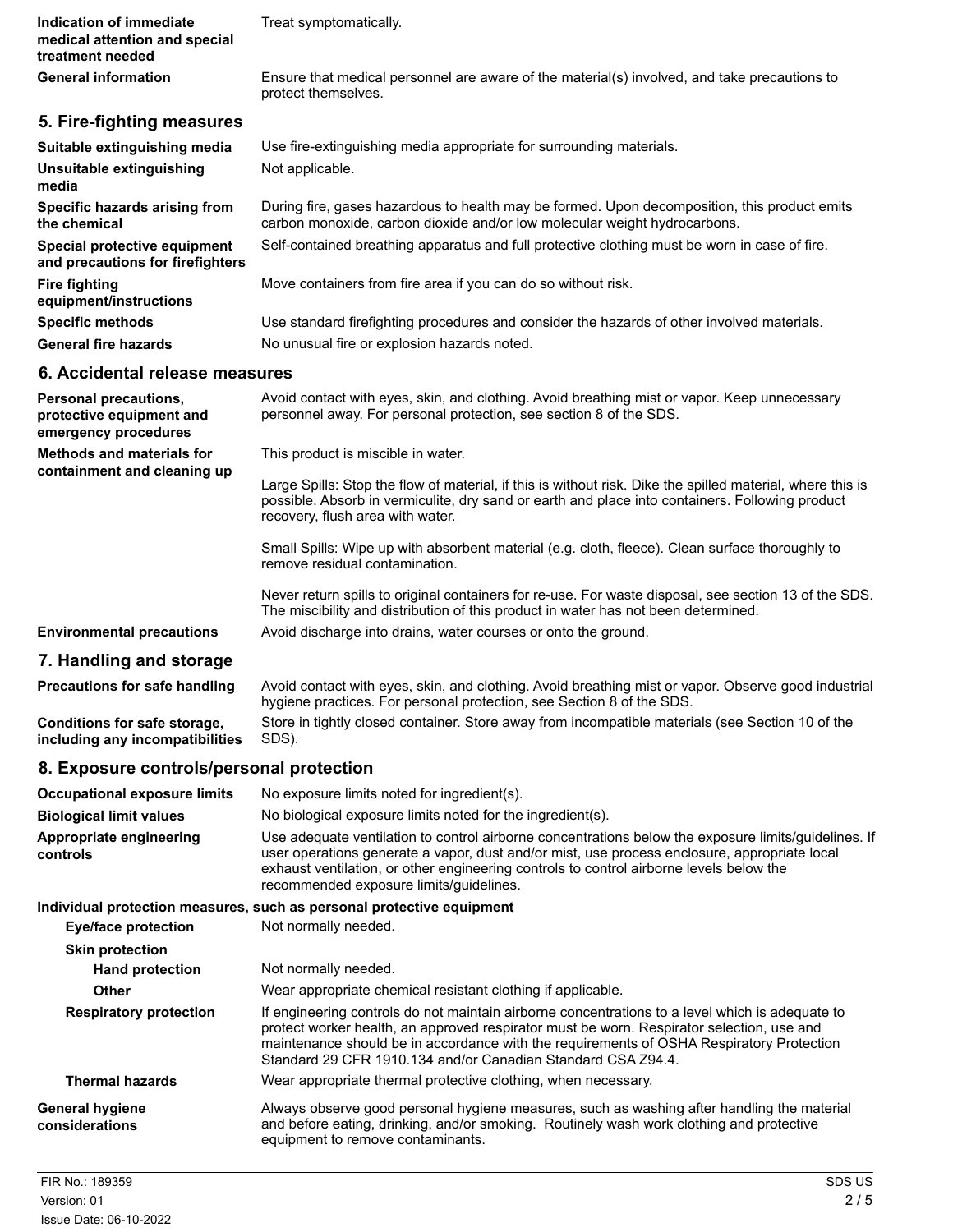| | |
|---|---|
| **Indication of immediate medical attention and special treatment needed** | Treat symptomatically. |
| **General information** | Ensure that medical personnel are aware of the material(s) involved, and take precautions to protect themselves. |

## 5. Fire-fighting measures

| | |
|---|---|
| **Suitable extinguishing media** | Use fire-extinguishing media appropriate for surrounding materials. |
| **Unsuitable extinguishing media** | Not applicable. |
| **Specific hazards arising from the chemical** | During fire, gases hazardous to health may be formed. Upon decomposition, this product emits carbon monoxide, carbon dioxide and/or low molecular weight hydrocarbons. |
| **Special protective equipment and precautions for firefighters** | Self-contained breathing apparatus and full protective clothing must be worn in case of fire. |
| **Fire fighting equipment/instructions** | Move containers from fire area if you can do so without risk. |
| **Specific methods** | Use standard firefighting procedures and consider the hazards of other involved materials. |
| **General fire hazards** | No unusual fire or explosion hazards noted. |

## 6. Accidental release measures

| | |
|---|---|
| **Personal precautions, protective equipment and emergency procedures** | Avoid contact with eyes, skin, and clothing. Avoid breathing mist or vapor. Keep unnecessary personnel away. For personal protection, see section 8 of the SDS. |
| **Methods and materials for containment and cleaning up** | This product is miscible in water.<br><br>Large Spills: Stop the flow of material, if this is without risk. Dike the spilled material, where this is possible. Absorb in vermiculite, dry sand or earth and place into containers. Following product recovery, flush area with water.<br><br>Small Spills: Wipe up with absorbent material (e.g. cloth, fleece). Clean surface thoroughly to remove residual contamination.<br><br>Never return spills to original containers for re-use. For waste disposal, see section 13 of the SDS. The miscibility and distribution of this product in water has not been determined. |
| **Environmental precautions** | Avoid discharge into drains, water courses or onto the ground. |

## 7. Handling and storage

| | |
|---|---|
| **Precautions for safe handling** | Avoid contact with eyes, skin, and clothing. Avoid breathing mist or vapor. Observe good industrial hygiene practices. For personal protection, see Section 8 of the SDS. |
| **Conditions for safe storage, including any incompatibilities** | Store in tightly closed container. Store away from incompatible materials (see Section 10 of the SDS). |

## 8. Exposure controls/personal protection

| | |
|---|---|
| **Occupational exposure limits** | No exposure limits noted for ingredient(s). |
| **Biological limit values** | No biological exposure limits noted for the ingredient(s). |
| **Appropriate engineering controls** | Use adequate ventilation to control airborne concentrations below the exposure limits/guidelines. If user operations generate a vapor, dust and/or mist, use process enclosure, appropriate local exhaust ventilation, or other engineering controls to control airborne levels below the recommended exposure limits/guidelines. |

**Individual protection measures, such as personal protective equipment**

| | |
|---|---|
| **Eye/face protection** | Not normally needed. |
| **Skin protection** | |
| **Hand protection** | Not normally needed. |
| **Other** | Wear appropriate chemical resistant clothing if applicable. |
| **Respiratory protection** | If engineering controls do not maintain airborne concentrations to a level which is adequate to protect worker health, an approved respirator must be worn. Respirator selection, use and maintenance should be in accordance with the requirements of OSHA Respiratory Protection Standard 29 CFR 1910.134 and/or Canadian Standard CSA Z94.4. |
| **Thermal hazards** | Wear appropriate thermal protective clothing, when necessary. |
| **General hygiene considerations** | Always observe good personal hygiene measures, such as washing after handling the material and before eating, drinking, and/or smoking. Routinely wash work clothing and protective equipment to remove contaminants. |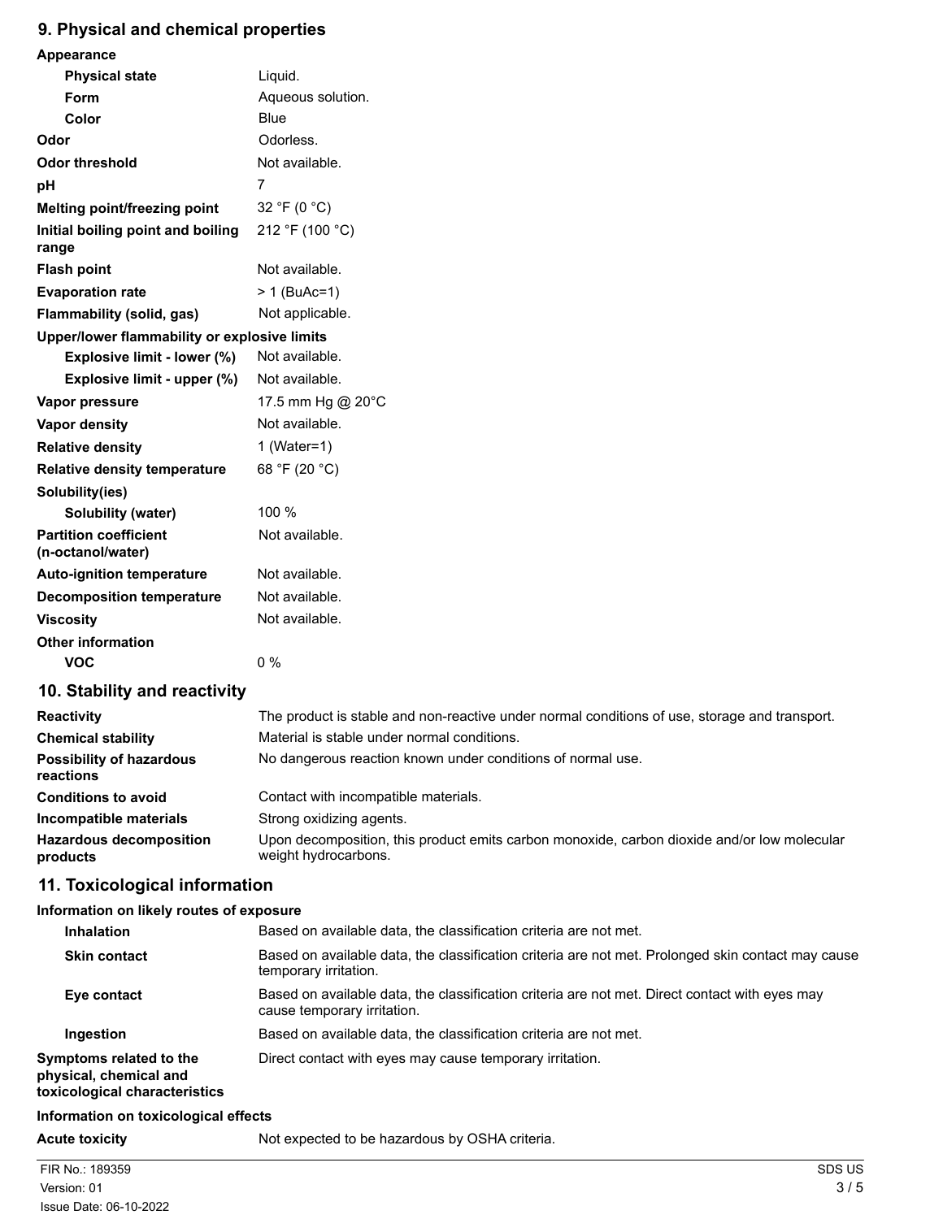## 9. Physical and chemical properties

**Appearance**

| | |
|---|---|
| **Physical state** | Liquid. |
| **Form** | Aqueous solution. |
| **Color** | Blue |
| **Odor** | Odorless. |
| **Odor threshold** | Not available. |
| **pH** | 7 |
| **Melting point/freezing point** | 32 °F (0 °C) |
| **Initial boiling point and boiling range** | 212 °F (100 °C) |
| **Flash point** | Not available. |
| **Evaporation rate** | > 1 (BuAc=1) |
| **Flammability (solid, gas)** | Not applicable. |

**Upper/lower flammability or explosive limits**

| | |
|---|---|
| **Explosive limit - lower (%)** | Not available. |
| **Explosive limit - upper (%)** | Not available. |
| **Vapor pressure** | 17.5 mm Hg @ 20°C |
| **Vapor density** | Not available. |
| **Relative density** | 1 (Water=1) |
| **Relative density temperature** | 68 °F (20 °C) |

**Solubility(ies)**

| | |
|---|---|
| **Solubility (water)** | 100 % |
| **Partition coefficient (n-octanol/water)** | Not available. |
| **Auto-ignition temperature** | Not available. |
| **Decomposition temperature** | Not available. |
| **Viscosity** | Not available. |

**Other information**

| | |
|---|---|
| **VOC** | 0 % |

## 10. Stability and reactivity

| | |
|---|---|
| **Reactivity** | The product is stable and non-reactive under normal conditions of use, storage and transport. |
| **Chemical stability** | Material is stable under normal conditions. |
| **Possibility of hazardous reactions** | No dangerous reaction known under conditions of normal use. |
| **Conditions to avoid** | Contact with incompatible materials. |
| **Incompatible materials** | Strong oxidizing agents. |
| **Hazardous decomposition products** | Upon decomposition, this product emits carbon monoxide, carbon dioxide and/or low molecular weight hydrocarbons. |

## 11. Toxicological information

**Information on likely routes of exposure**

| | |
|---|---|
| **Inhalation** | Based on available data, the classification criteria are not met. |
| **Skin contact** | Based on available data, the classification criteria are not met. Prolonged skin contact may cause temporary irritation. |
| **Eye contact** | Based on available data, the classification criteria are not met. Direct contact with eyes may cause temporary irritation. |
| **Ingestion** | Based on available data, the classification criteria are not met. |
| **Symptoms related to the physical, chemical and toxicological characteristics** | Direct contact with eyes may cause temporary irritation. |

**Information on toxicological effects**

| | |
|---|---|
| **Acute toxicity** | Not expected to be hazardous by OSHA criteria. |

FIR No.: 189359
Version: 01
Issue Date: 06-10-2022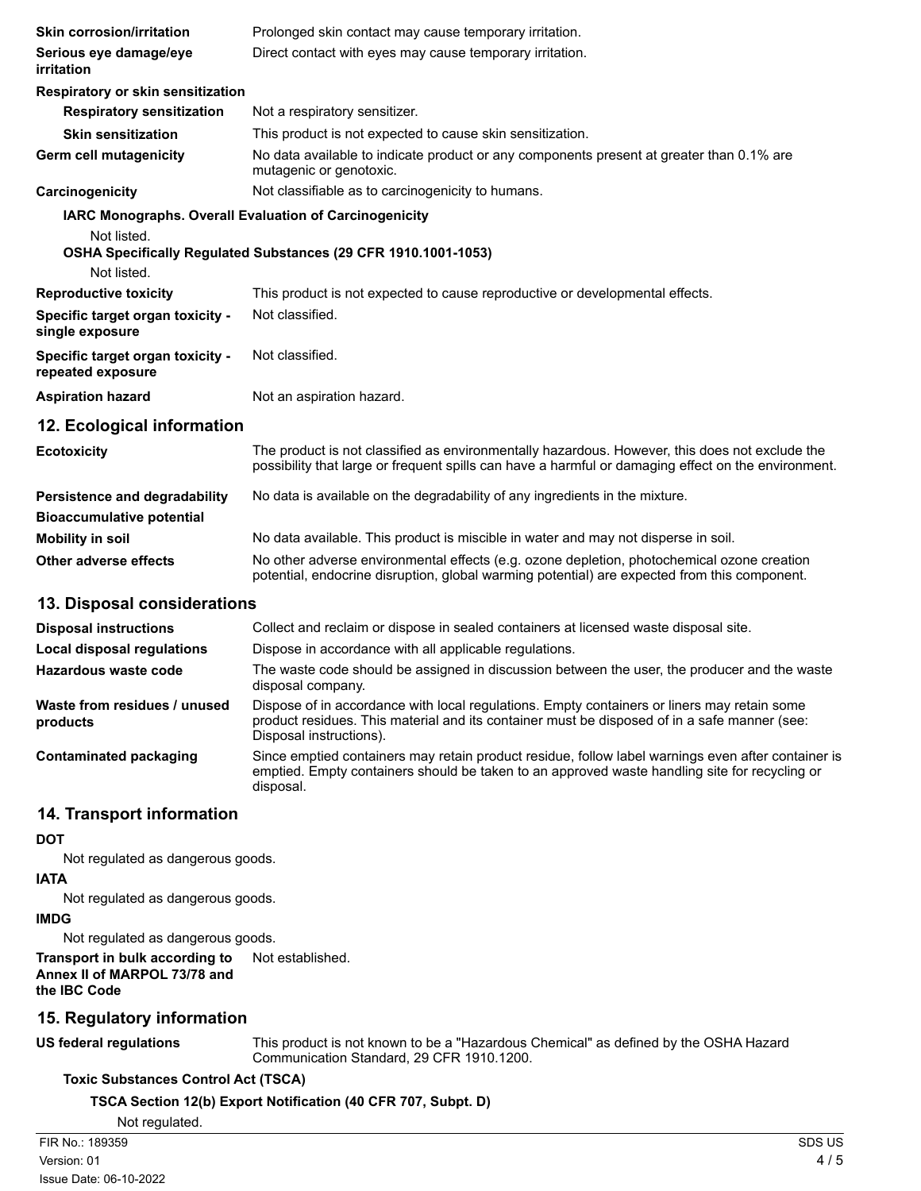**Skin corrosion/irritation** Prolonged skin contact may cause temporary irritation.

**Serious eye damage/eye irritation** Direct contact with eyes may cause temporary irritation.

**Respiratory or skin sensitization**

**Respiratory sensitization** Not a respiratory sensitizer.

**Skin sensitization** This product is not expected to cause skin sensitization.

**Germ cell mutagenicity** No data available to indicate product or any components present at greater than 0.1% are mutagenic or genotoxic.

**Carcinogenicity** Not classifiable as to carcinogenicity to humans.

**IARC Monographs. Overall Evaluation of Carcinogenicity**

Not listed.

**OSHA Specifically Regulated Substances (29 CFR 1910.1001-1053)**

Not listed.

**Reproductive toxicity** This product is not expected to cause reproductive or developmental effects.

**Specific target organ toxicity - single exposure** Not classified.

**Specific target organ toxicity - repeated exposure** Not classified.

**Aspiration hazard** Not an aspiration hazard.

## 12. Ecological information

**Ecotoxicity** The product is not classified as environmentally hazardous. However, this does not exclude the possibility that large or frequent spills can have a harmful or damaging effect on the environment.

**Persistence and degradability** No data is available on the degradability of any ingredients in the mixture.

**Bioaccumulative potential**

**Mobility in soil** No data available. This product is miscible in water and may not disperse in soil.

**Other adverse effects** No other adverse environmental effects (e.g. ozone depletion, photochemical ozone creation potential, endocrine disruption, global warming potential) are expected from this component.

## 13. Disposal considerations

**Disposal instructions** Collect and reclaim or dispose in sealed containers at licensed waste disposal site.

**Local disposal regulations** Dispose in accordance with all applicable regulations.

**Hazardous waste code** The waste code should be assigned in discussion between the user, the producer and the waste disposal company.

**Waste from residues / unused products** Dispose of in accordance with local regulations. Empty containers or liners may retain some product residues. This material and its container must be disposed of in a safe manner (see: Disposal instructions).

**Contaminated packaging** Since emptied containers may retain product residue, follow label warnings even after container is emptied. Empty containers should be taken to an approved waste handling site for recycling or disposal.

## 14. Transport information

**DOT**

Not regulated as dangerous goods.

**IATA**

Not regulated as dangerous goods.

**IMDG**

Not regulated as dangerous goods.

**Transport in bulk according to Annex II of MARPOL 73/78 and the IBC Code** Not established.

## 15. Regulatory information

**US federal regulations** This product is not known to be a "Hazardous Chemical" as defined by the OSHA Hazard Communication Standard, 29 CFR 1910.1200.

**Toxic Substances Control Act (TSCA)**

**TSCA Section 12(b) Export Notification (40 CFR 707, Subpt. D)**

Not regulated.

FIR No.: 189359
Version: 01
Issue Date: 06-10-2022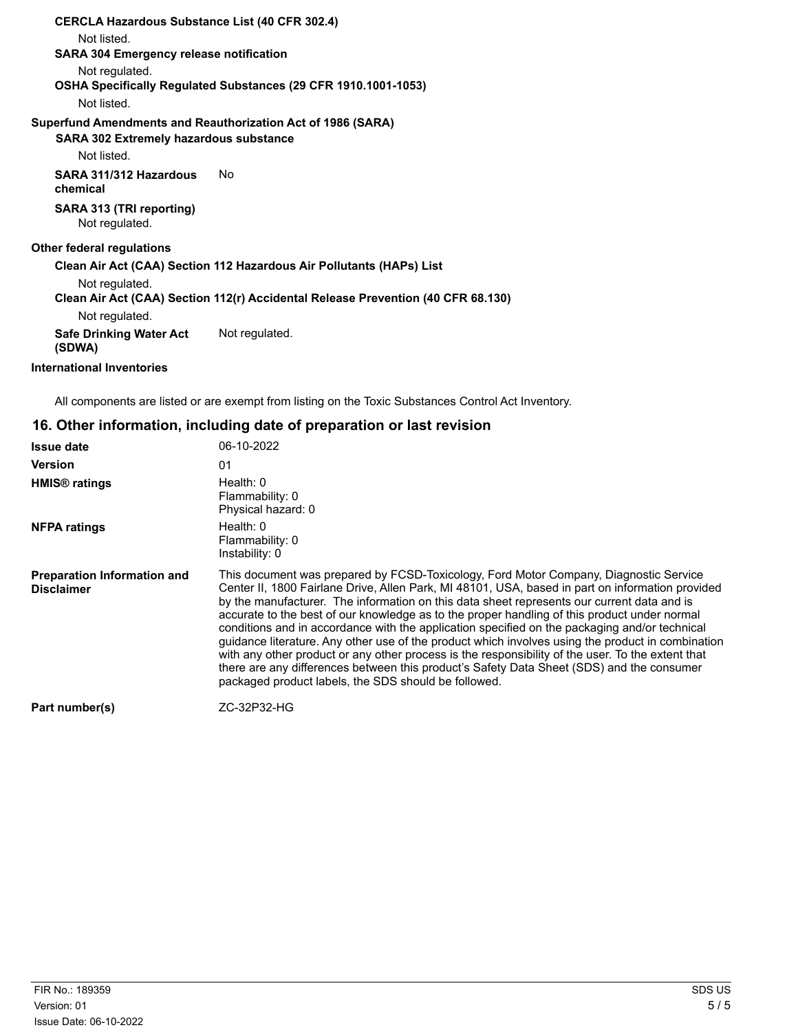**CERCLA Hazardous Substance List (40 CFR 302.4)**

Not listed.

**SARA 304 Emergency release notification**

Not regulated.

**OSHA Specifically Regulated Substances (29 CFR 1910.1001-1053)**

Not listed.

**Superfund Amendments and Reauthorization Act of 1986 (SARA)**

**SARA 302 Extremely hazardous substance**

Not listed.

**SARA 311/312 Hazardous chemical** No

**SARA 313 (TRI reporting)**

Not regulated.

**Other federal regulations**

**Clean Air Act (CAA) Section 112 Hazardous Air Pollutants (HAPs) List**

Not regulated.

**Clean Air Act (CAA) Section 112(r) Accidental Release Prevention (40 CFR 68.130)**

Not regulated.

**Safe Drinking Water Act (SDWA)** Not regulated.

**International Inventories**

All components are listed or are exempt from listing on the Toxic Substances Control Act Inventory.

## 16. Other information, including date of preparation or last revision

| | |
|---|---|
| **Issue date** | 06-10-2022 |
| **Version** | 01 |
| **HMIS® ratings** | Health: 0<br>Flammability: 0<br>Physical hazard: 0 |
| **NFPA ratings** | Health: 0<br>Flammability: 0<br>Instability: 0 |
| **Preparation Information and Disclaimer** | This document was prepared by FCSD-Toxicology, Ford Motor Company, Diagnostic Service Center II, 1800 Fairlane Drive, Allen Park, MI 48101, USA, based in part on information provided by the manufacturer. The information on this data sheet represents our current data and is accurate to the best of our knowledge as to the proper handling of this product under normal conditions and in accordance with the application specified on the packaging and/or technical guidance literature. Any other use of the product which involves using the product in combination with any other product or any other process is the responsibility of the user. To the extent that there are any differences between this product's Safety Data Sheet (SDS) and the consumer packaged product labels, the SDS should be followed. |
| **Part number(s)** | ZC-32P32-HG |